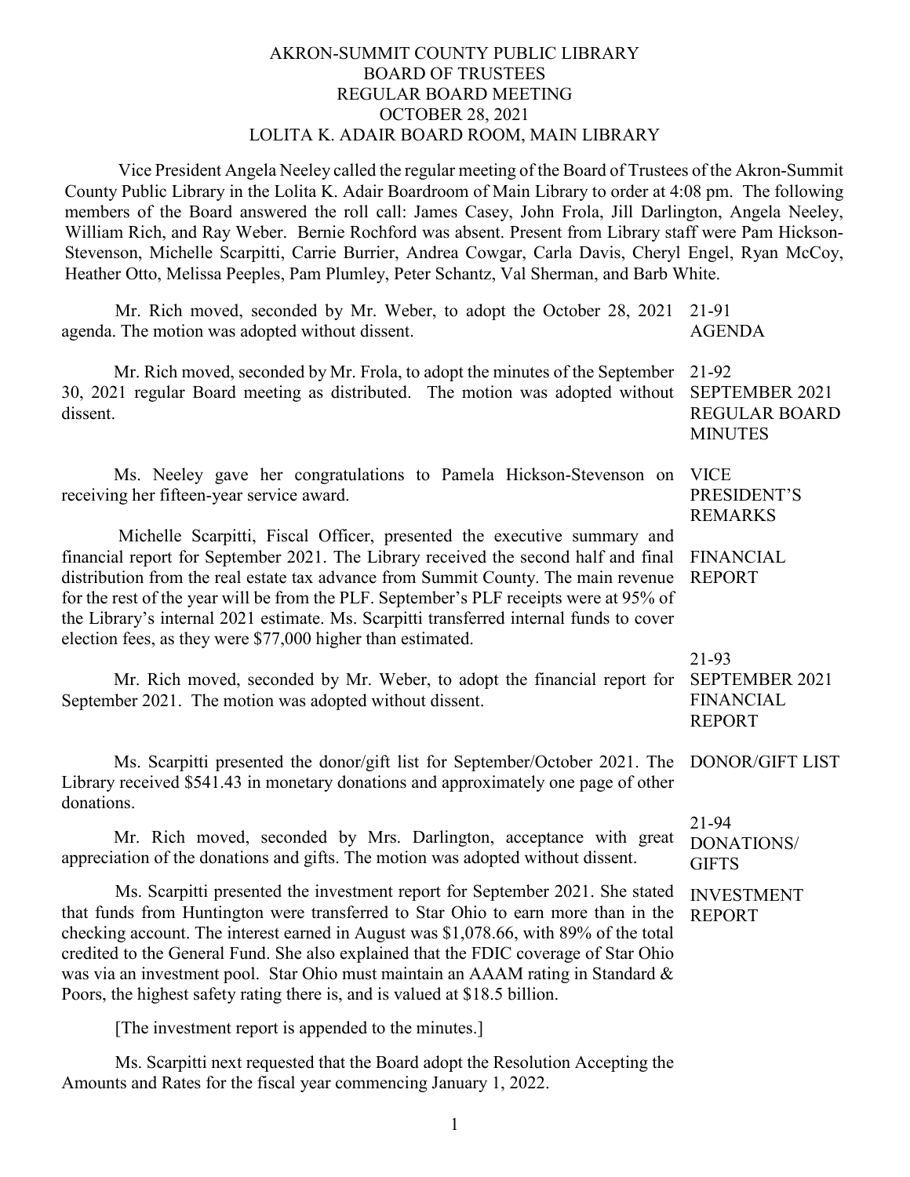# AKRON-SUMMIT COUNTY PUBLIC LIBRARY
## BOARD OF TRUSTEES
## REGULAR BOARD MEETING
## OCTOBER 28, 2021
## LOLITA K. ADAIR BOARD ROOM, MAIN LIBRARY

Vice President Angela Neeley called the regular meeting of the Board of Trustees of the Akron-Summit County Public Library in the Lolita K. Adair Boardroom of Main Library to order at 4:08 pm. The following members of the Board answered the roll call: James Casey, John Frola, Jill Darlington, Angela Neeley, William Rich, and Ray Weber. Bernie Rochford was absent. Present from Library staff were Pam Hickson-Stevenson, Michelle Scarpitti, Carrie Burrier, Andrea Cowgar, Carla Davis, Cheryl Engel, Ryan McCoy, Heather Otto, Melissa Peeples, Pam Plumley, Peter Schantz, Val Sherman, and Barb White.

**21-91 AGENDA**

Mr. Rich moved, seconded by Mr. Weber, to adopt the October 28, 2021 agenda. The motion was adopted without dissent.

**21-92 SEPTEMBER 2021 REGULAR BOARD MINUTES**

Mr. Rich moved, seconded by Mr. Frola, to adopt the minutes of the September 30, 2021 regular Board meeting as distributed. The motion was adopted without dissent.

**VICE PRESIDENT'S REMARKS**

Ms. Neeley gave her congratulations to Pamela Hickson-Stevenson on receiving her fifteen-year service award.

**FINANCIAL REPORT**

Michelle Scarpitti, Fiscal Officer, presented the executive summary and financial report for September 2021. The Library received the second half and final distribution from the real estate tax advance from Summit County. The main revenue for the rest of the year will be from the PLF. September's PLF receipts were at 95% of the Library's internal 2021 estimate. Ms. Scarpitti transferred internal funds to cover election fees, as they were $77,000 higher than estimated.

**21-93 SEPTEMBER 2021 FINANCIAL REPORT**

Mr. Rich moved, seconded by Mr. Weber, to adopt the financial report for September 2021. The motion was adopted without dissent.

**DONOR/GIFT LIST**

Ms. Scarpitti presented the donor/gift list for September/October 2021. The Library received $541.43 in monetary donations and approximately one page of other donations.

**21-94 DONATIONS/ GIFTS**

Mr. Rich moved, seconded by Mrs. Darlington, acceptance with great appreciation of the donations and gifts. The motion was adopted without dissent.

**INVESTMENT REPORT**

Ms. Scarpitti presented the investment report for September 2021. She stated that funds from Huntington were transferred to Star Ohio to earn more than in the checking account. The interest earned in August was $1,078.66, with 89% of the total credited to the General Fund. She also explained that the FDIC coverage of Star Ohio was via an investment pool. Star Ohio must maintain an AAAM rating in Standard & Poors, the highest safety rating there is, and is valued at $18.5 billion.

[The investment report is appended to the minutes.]

Ms. Scarpitti next requested that the Board adopt the Resolution Accepting the Amounts and Rates for the fiscal year commencing January 1, 2022.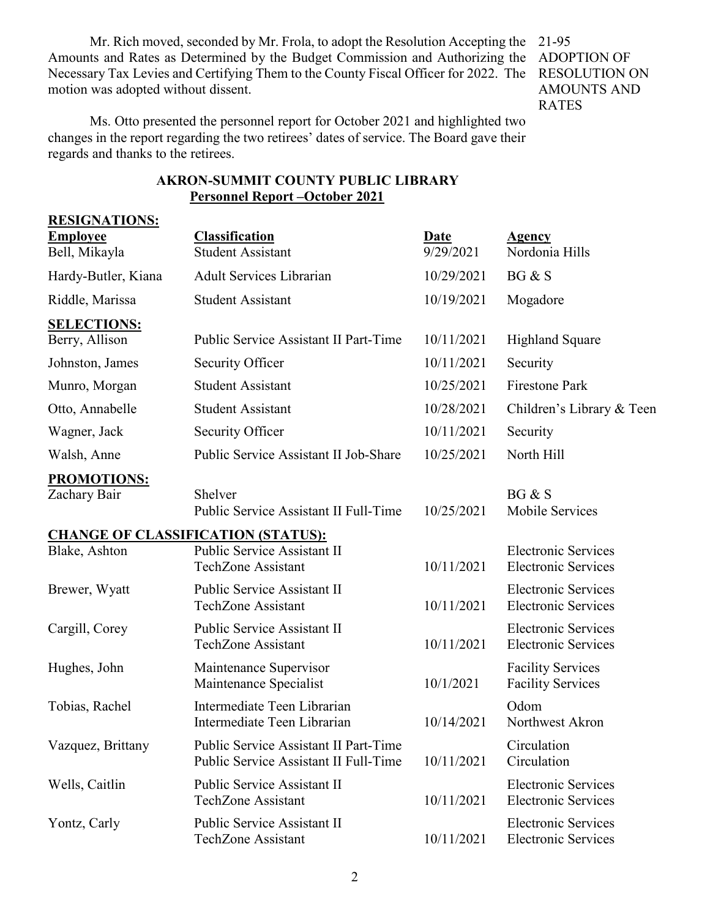Mr. Rich moved, seconded by Mr. Frola, to adopt the Resolution Accepting the Amounts and Rates as Determined by the Budget Commission and Authorizing the Necessary Tax Levies and Certifying Them to the County Fiscal Officer for 2022. The motion was adopted without dissent.

21-95 ADOPTION OF RESOLUTION ON AMOUNTS AND RATES

Ms. Otto presented the personnel report for October 2021 and highlighted two changes in the report regarding the two retirees' dates of service. The Board gave their regards and thanks to the retirees.

## AKRON-SUMMIT COUNTY PUBLIC LIBRARY
### Personnel Report –October 2021

**RESIGNATIONS:**

| Employee | Classification | Date | Agency |
|---|---|---|---|
| Bell, Mikayla | Student Assistant | 9/29/2021 | Nordonia Hills |
| Hardy-Butler, Kiana | Adult Services Librarian | 10/29/2021 | BG & S |
| Riddle, Marissa | Student Assistant | 10/19/2021 | Mogadore |

**SELECTIONS:**

| Employee | Classification | Date | Agency |
|---|---|---|---|
| Berry, Allison | Public Service Assistant II Part-Time | 10/11/2021 | Highland Square |
| Johnston, James | Security Officer | 10/11/2021 | Security |
| Munro, Morgan | Student Assistant | 10/25/2021 | Firestone Park |
| Otto, Annabelle | Student Assistant | 10/28/2021 | Children's Library & Teen |
| Wagner, Jack | Security Officer | 10/11/2021 | Security |
| Walsh, Anne | Public Service Assistant II Job-Share | 10/25/2021 | North Hill |

**PROMOTIONS:**

| Employee | Classification | Date | Agency |
|---|---|---|---|
| Zachary Bair | Shelver | | BG & S |
| | Public Service Assistant II Full-Time | 10/25/2021 | Mobile Services |

**CHANGE OF CLASSIFICATION (STATUS):**

| Employee | Classification | Date | Agency |
|---|---|---|---|
| Blake, Ashton | Public Service Assistant II | | Electronic Services |
| | TechZone Assistant | 10/11/2021 | Electronic Services |
| Brewer, Wyatt | Public Service Assistant II | | Electronic Services |
| | TechZone Assistant | 10/11/2021 | Electronic Services |
| Cargill, Corey | Public Service Assistant II | | Electronic Services |
| | TechZone Assistant | 10/11/2021 | Electronic Services |
| Hughes, John | Maintenance Supervisor | | Facility Services |
| | Maintenance Specialist | 10/1/2021 | Facility Services |
| Tobias, Rachel | Intermediate Teen Librarian | | Odom |
| | Intermediate Teen Librarian | 10/14/2021 | Northwest Akron |
| Vazquez, Brittany | Public Service Assistant II Part-Time | | Circulation |
| | Public Service Assistant II Full-Time | 10/11/2021 | Circulation |
| Wells, Caitlin | Public Service Assistant II | | Electronic Services |
| | TechZone Assistant | 10/11/2021 | Electronic Services |
| Yontz, Carly | Public Service Assistant II | | Electronic Services |
| | TechZone Assistant | 10/11/2021 | Electronic Services |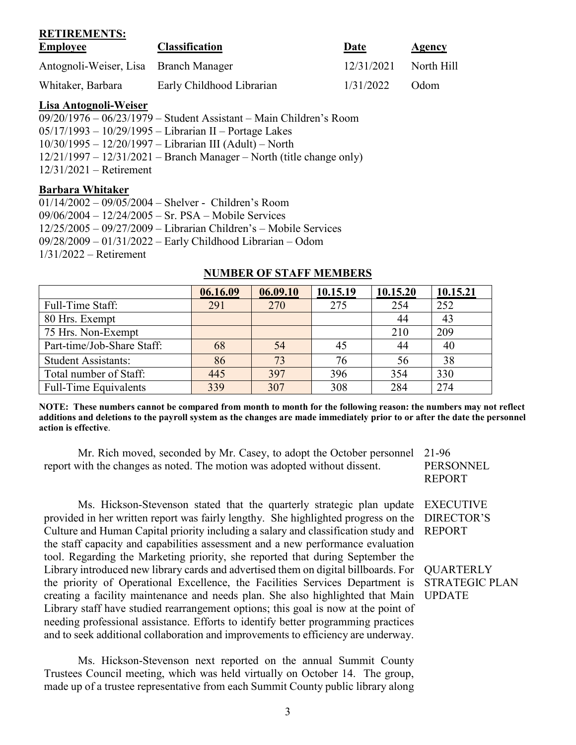**RETIREMENTS:**

| **Employee** | **Classification** | **Date** | **Agency** |
|---|---|---|---|
| Antognoli-Weiser, Lisa | Branch Manager | 12/31/2021 | North Hill |
| Whitaker, Barbara | Early Childhood Librarian | 1/31/2022 | Odom |

**Lisa Antognoli-Weiser**

09/20/1976 – 06/23/1979 – Student Assistant – Main Children's Room
05/17/1993 – 10/29/1995 – Librarian II – Portage Lakes
10/30/1995 – 12/20/1997 – Librarian III (Adult) – North
12/21/1997 – 12/31/2021 – Branch Manager – North (title change only)
12/31/2021 – Retirement

**Barbara Whitaker**

01/14/2002 – 09/05/2004 – Shelver - Children's Room
09/06/2004 – 12/24/2005 – Sr. PSA – Mobile Services
12/25/2005 – 09/27/2009 – Librarian Children's – Mobile Services
09/28/2009 – 01/31/2022 – Early Childhood Librarian – Odom
1/31/2022 – Retirement

**NUMBER OF STAFF MEMBERS**

| | 06.16.09 | 06.09.10 | 10.15.19 | 10.15.20 | 10.15.21 |
|---|---|---|---|---|---|
| Full-Time Staff: | 291 | 270 | 275 | 254 | 252 |
| 80 Hrs. Exempt | | | | 44 | 43 |
| 75 Hrs. Non-Exempt | | | | 210 | 209 |
| Part-time/Job-Share Staff: | 68 | 54 | 45 | 44 | 40 |
| Student Assistants: | 86 | 73 | 76 | 56 | 38 |
| Total number of Staff: | 445 | 397 | 396 | 354 | 330 |
| Full-Time Equivalents | 339 | 307 | 308 | 284 | 274 |

**NOTE: These numbers cannot be compared from month to month for the following reason: the numbers may not reflect additions and deletions to the payroll system as the changes are made immediately prior to or after the date the personnel action is effective**.

Mr. Rich moved, seconded by Mr. Casey, to adopt the October personnel report with the changes as noted. The motion was adopted without dissent.

21-96
PERSONNEL REPORT

EXECUTIVE DIRECTOR'S REPORT

QUARTERLY STRATEGIC PLAN UPDATE

Ms. Hickson-Stevenson stated that the quarterly strategic plan update provided in her written report was fairly lengthy. She highlighted progress on the Culture and Human Capital priority including a salary and classification study and the staff capacity and capabilities assessment and a new performance evaluation tool. Regarding the Marketing priority, she reported that during September the Library introduced new library cards and advertised them on digital billboards. For the priority of Operational Excellence, the Facilities Services Department is creating a facility maintenance and needs plan. She also highlighted that Main Library staff have studied rearrangement options; this goal is now at the point of needing professional assistance. Efforts to identify better programming practices and to seek additional collaboration and improvements to efficiency are underway.

Ms. Hickson-Stevenson next reported on the annual Summit County Trustees Council meeting, which was held virtually on October 14. The group, made up of a trustee representative from each Summit County public library along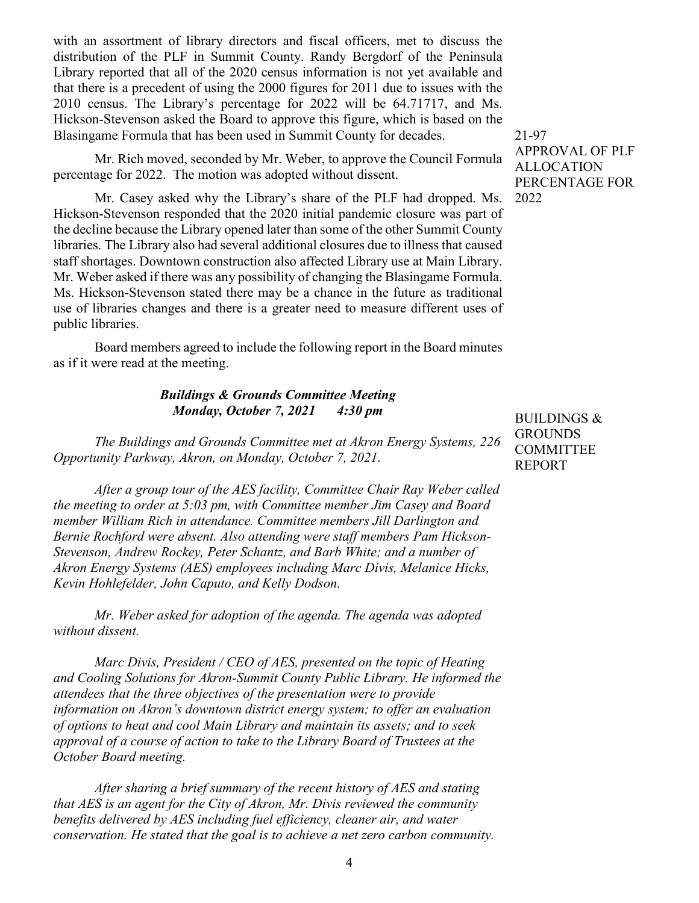with an assortment of library directors and fiscal officers, met to discuss the distribution of the PLF in Summit County. Randy Bergdorf of the Peninsula Library reported that all of the 2020 census information is not yet available and that there is a precedent of using the 2000 figures for 2011 due to issues with the 2010 census. The Library's percentage for 2022 will be 64.71717, and Ms. Hickson-Stevenson asked the Board to approve this figure, which is based on the Blasingame Formula that has been used in Summit County for decades.

21-97 APPROVAL OF PLF ALLOCATION PERCENTAGE FOR 2022

Mr. Rich moved, seconded by Mr. Weber, to approve the Council Formula percentage for 2022. The motion was adopted without dissent.

Mr. Casey asked why the Library's share of the PLF had dropped. Ms. Hickson-Stevenson responded that the 2020 initial pandemic closure was part of the decline because the Library opened later than some of the other Summit County libraries. The Library also had several additional closures due to illness that caused staff shortages. Downtown construction also affected Library use at Main Library. Mr. Weber asked if there was any possibility of changing the Blasingame Formula. Ms. Hickson-Stevenson stated there may be a chance in the future as traditional use of libraries changes and there is a greater need to measure different uses of public libraries.

Board members agreed to include the following report in the Board minutes as if it were read at the meeting.

BUILDINGS & GROUNDS COMMITTEE REPORT

***Buildings & Grounds Committee Meeting***
***Monday, October 7, 2021 4:30 pm***

*The Buildings and Grounds Committee met at Akron Energy Systems, 226 Opportunity Parkway, Akron, on Monday, October 7, 2021.*

*After a group tour of the AES facility, Committee Chair Ray Weber called the meeting to order at 5:03 pm, with Committee member Jim Casey and Board member William Rich in attendance. Committee members Jill Darlington and Bernie Rochford were absent. Also attending were staff members Pam Hickson-Stevenson, Andrew Rockey, Peter Schantz, and Barb White; and a number of Akron Energy Systems (AES) employees including Marc Divis, Melanice Hicks, Kevin Hohlefelder, John Caputo, and Kelly Dodson.*

*Mr. Weber asked for adoption of the agenda. The agenda was adopted without dissent.*

*Marc Divis, President / CEO of AES, presented on the topic of Heating and Cooling Solutions for Akron-Summit County Public Library. He informed the attendees that the three objectives of the presentation were to provide information on Akron's downtown district energy system; to offer an evaluation of options to heat and cool Main Library and maintain its assets; and to seek approval of a course of action to take to the Library Board of Trustees at the October Board meeting.*

*After sharing a brief summary of the recent history of AES and stating that AES is an agent for the City of Akron, Mr. Divis reviewed the community benefits delivered by AES including fuel efficiency, cleaner air, and water conservation. He stated that the goal is to achieve a net zero carbon community.*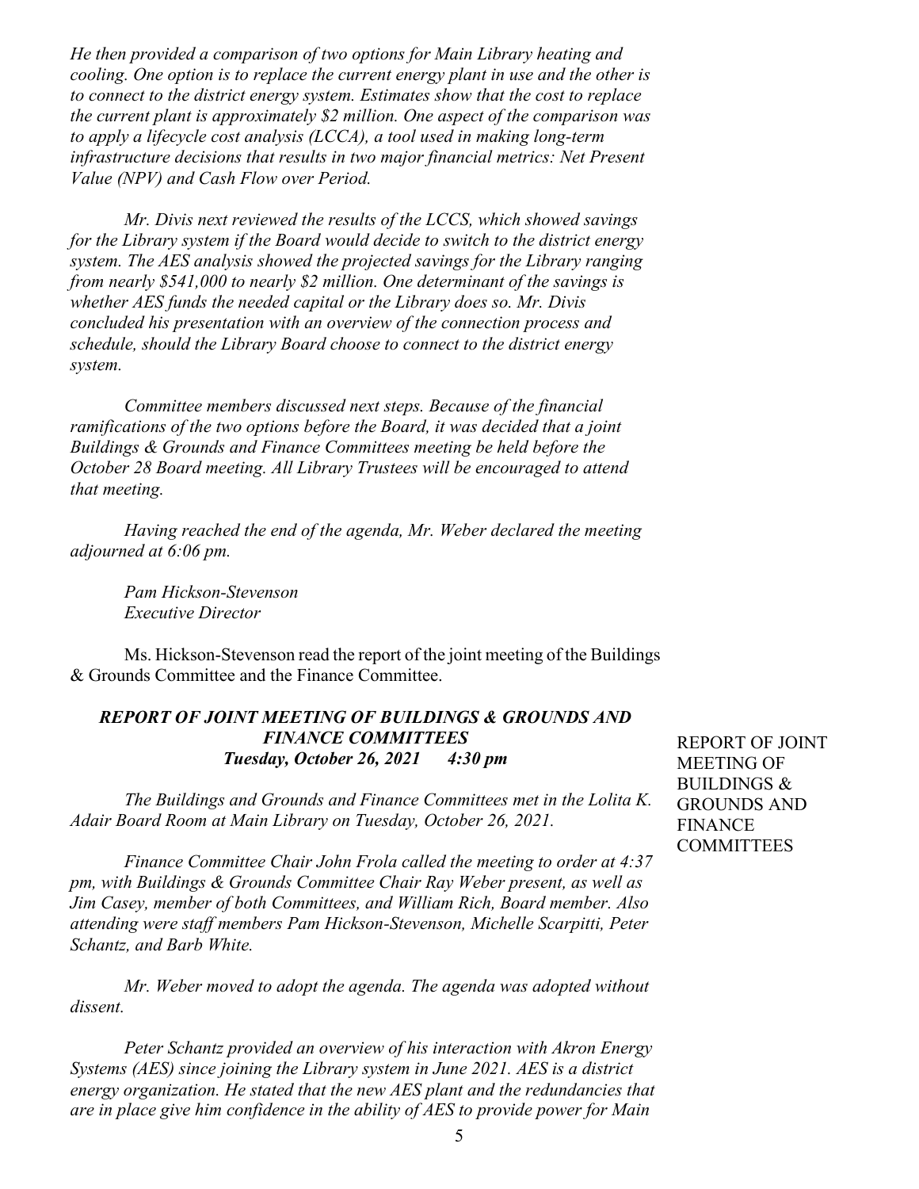*He then provided a comparison of two options for Main Library heating and cooling. One option is to replace the current energy plant in use and the other is to connect to the district energy system. Estimates show that the cost to replace the current plant is approximately $2 million. One aspect of the comparison was to apply a lifecycle cost analysis (LCCA), a tool used in making long-term infrastructure decisions that results in two major financial metrics: Net Present Value (NPV) and Cash Flow over Period.*

*Mr. Divis next reviewed the results of the LCCS, which showed savings for the Library system if the Board would decide to switch to the district energy system. The AES analysis showed the projected savings for the Library ranging from nearly $541,000 to nearly $2 million. One determinant of the savings is whether AES funds the needed capital or the Library does so. Mr. Divis concluded his presentation with an overview of the connection process and schedule, should the Library Board choose to connect to the district energy system.*

*Committee members discussed next steps. Because of the financial ramifications of the two options before the Board, it was decided that a joint Buildings & Grounds and Finance Committees meeting be held before the October 28 Board meeting. All Library Trustees will be encouraged to attend that meeting.*

*Having reached the end of the agenda, Mr. Weber declared the meeting adjourned at 6:06 pm.*

*Pam Hickson-Stevenson*
*Executive Director*

Ms. Hickson-Stevenson read the report of the joint meeting of the Buildings & Grounds Committee and the Finance Committee.

REPORT OF JOINT MEETING OF BUILDINGS & GROUNDS AND FINANCE COMMITTEES

### *REPORT OF JOINT MEETING OF BUILDINGS & GROUNDS AND FINANCE COMMITTEES*
### *Tuesday, October 26, 2021 4:30 pm*

*The Buildings and Grounds and Finance Committees met in the Lolita K. Adair Board Room at Main Library on Tuesday, October 26, 2021.*

*Finance Committee Chair John Frola called the meeting to order at 4:37 pm, with Buildings & Grounds Committee Chair Ray Weber present, as well as Jim Casey, member of both Committees, and William Rich, Board member. Also attending were staff members Pam Hickson-Stevenson, Michelle Scarpitti, Peter Schantz, and Barb White.*

*Mr. Weber moved to adopt the agenda. The agenda was adopted without dissent.*

*Peter Schantz provided an overview of his interaction with Akron Energy Systems (AES) since joining the Library system in June 2021. AES is a district energy organization. He stated that the new AES plant and the redundancies that are in place give him confidence in the ability of AES to provide power for Main*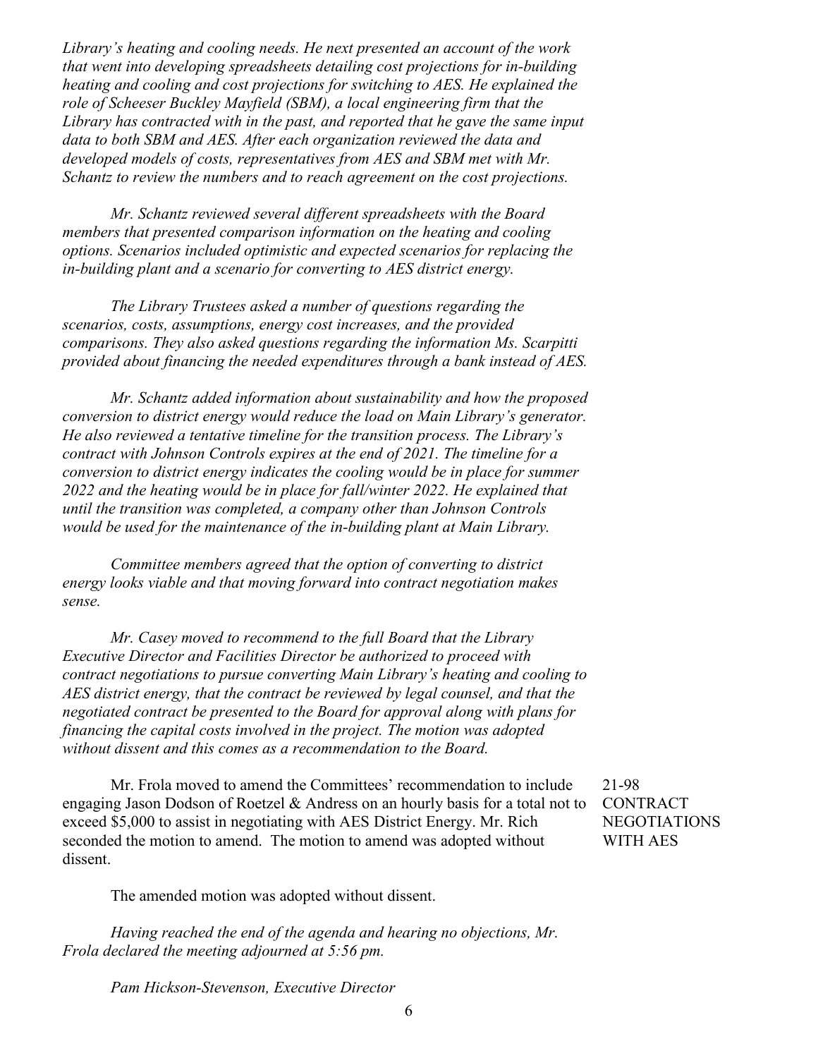*Library's heating and cooling needs. He next presented an account of the work that went into developing spreadsheets detailing cost projections for in-building heating and cooling and cost projections for switching to AES. He explained the role of Scheeser Buckley Mayfield (SBM), a local engineering firm that the Library has contracted with in the past, and reported that he gave the same input data to both SBM and AES. After each organization reviewed the data and developed models of costs, representatives from AES and SBM met with Mr. Schantz to review the numbers and to reach agreement on the cost projections.*

*Mr. Schantz reviewed several different spreadsheets with the Board members that presented comparison information on the heating and cooling options. Scenarios included optimistic and expected scenarios for replacing the in-building plant and a scenario for converting to AES district energy.*

*The Library Trustees asked a number of questions regarding the scenarios, costs, assumptions, energy cost increases, and the provided comparisons. They also asked questions regarding the information Ms. Scarpitti provided about financing the needed expenditures through a bank instead of AES.*

*Mr. Schantz added information about sustainability and how the proposed conversion to district energy would reduce the load on Main Library's generator. He also reviewed a tentative timeline for the transition process. The Library's contract with Johnson Controls expires at the end of 2021. The timeline for a conversion to district energy indicates the cooling would be in place for summer 2022 and the heating would be in place for fall/winter 2022. He explained that until the transition was completed, a company other than Johnson Controls would be used for the maintenance of the in-building plant at Main Library.*

*Committee members agreed that the option of converting to district energy looks viable and that moving forward into contract negotiation makes sense.*

*Mr. Casey moved to recommend to the full Board that the Library Executive Director and Facilities Director be authorized to proceed with contract negotiations to pursue converting Main Library's heating and cooling to AES district energy, that the contract be reviewed by legal counsel, and that the negotiated contract be presented to the Board for approval along with plans for financing the capital costs involved in the project. The motion was adopted without dissent and this comes as a recommendation to the Board.*

**21-98 CONTRACT NEGOTIATIONS WITH AES**

Mr. Frola moved to amend the Committees' recommendation to include engaging Jason Dodson of Roetzel & Andress on an hourly basis for a total not to exceed $5,000 to assist in negotiating with AES District Energy. Mr. Rich seconded the motion to amend. The motion to amend was adopted without dissent.

The amended motion was adopted without dissent.

*Having reached the end of the agenda and hearing no objections, Mr. Frola declared the meeting adjourned at 5:56 pm.*

*Pam Hickson-Stevenson, Executive Director*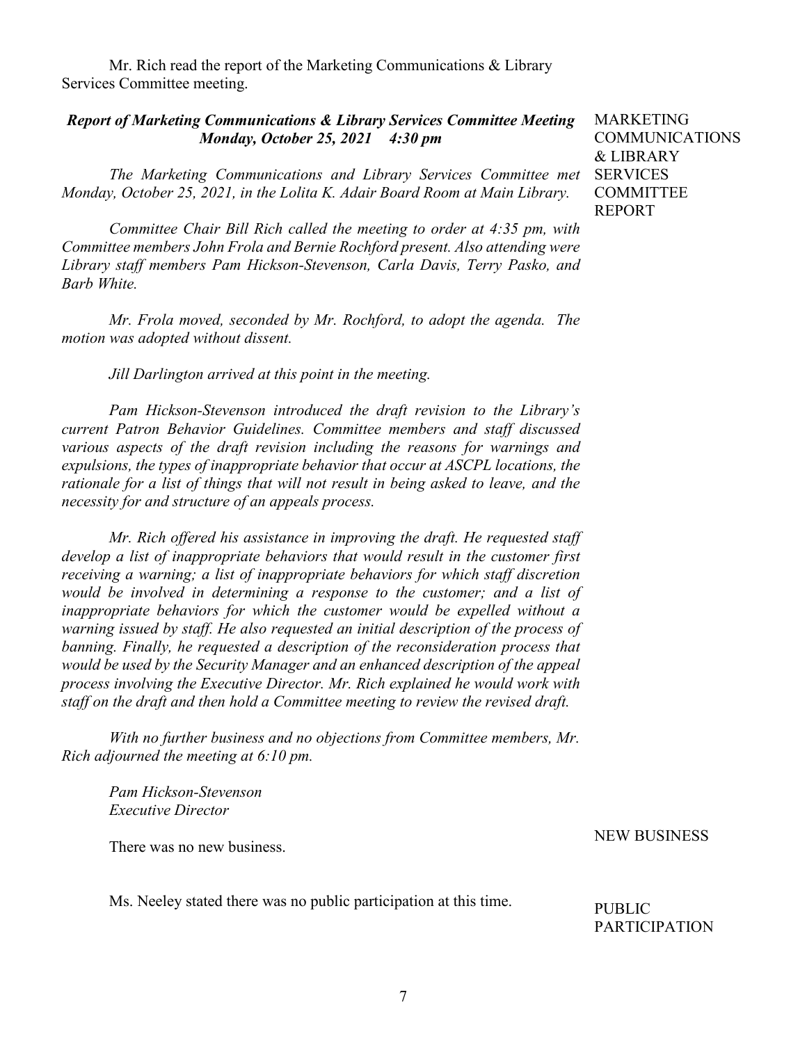Mr. Rich read the report of the Marketing Communications & Library Services Committee meeting.

MARKETING COMMUNICATIONS & LIBRARY SERVICES COMMITTEE REPORT

***Report of Marketing Communications & Library Services Committee Meeting***
***Monday, October 25, 2021 4:30 pm***

*The Marketing Communications and Library Services Committee met Monday, October 25, 2021, in the Lolita K. Adair Board Room at Main Library.*

*Committee Chair Bill Rich called the meeting to order at 4:35 pm, with Committee members John Frola and Bernie Rochford present. Also attending were Library staff members Pam Hickson-Stevenson, Carla Davis, Terry Pasko, and Barb White.*

*Mr. Frola moved, seconded by Mr. Rochford, to adopt the agenda. The motion was adopted without dissent.*

*Jill Darlington arrived at this point in the meeting.*

*Pam Hickson-Stevenson introduced the draft revision to the Library's current Patron Behavior Guidelines. Committee members and staff discussed various aspects of the draft revision including the reasons for warnings and expulsions, the types of inappropriate behavior that occur at ASCPL locations, the rationale for a list of things that will not result in being asked to leave, and the necessity for and structure of an appeals process.*

*Mr. Rich offered his assistance in improving the draft. He requested staff develop a list of inappropriate behaviors that would result in the customer first receiving a warning; a list of inappropriate behaviors for which staff discretion would be involved in determining a response to the customer; and a list of inappropriate behaviors for which the customer would be expelled without a warning issued by staff. He also requested an initial description of the process of banning. Finally, he requested a description of the reconsideration process that would be used by the Security Manager and an enhanced description of the appeal process involving the Executive Director. Mr. Rich explained he would work with staff on the draft and then hold a Committee meeting to review the revised draft.*

*With no further business and no objections from Committee members, Mr. Rich adjourned the meeting at 6:10 pm.*

*Pam Hickson-Stevenson*
*Executive Director*

NEW BUSINESS

There was no new business.

PUBLIC PARTICIPATION

Ms. Neeley stated there was no public participation at this time.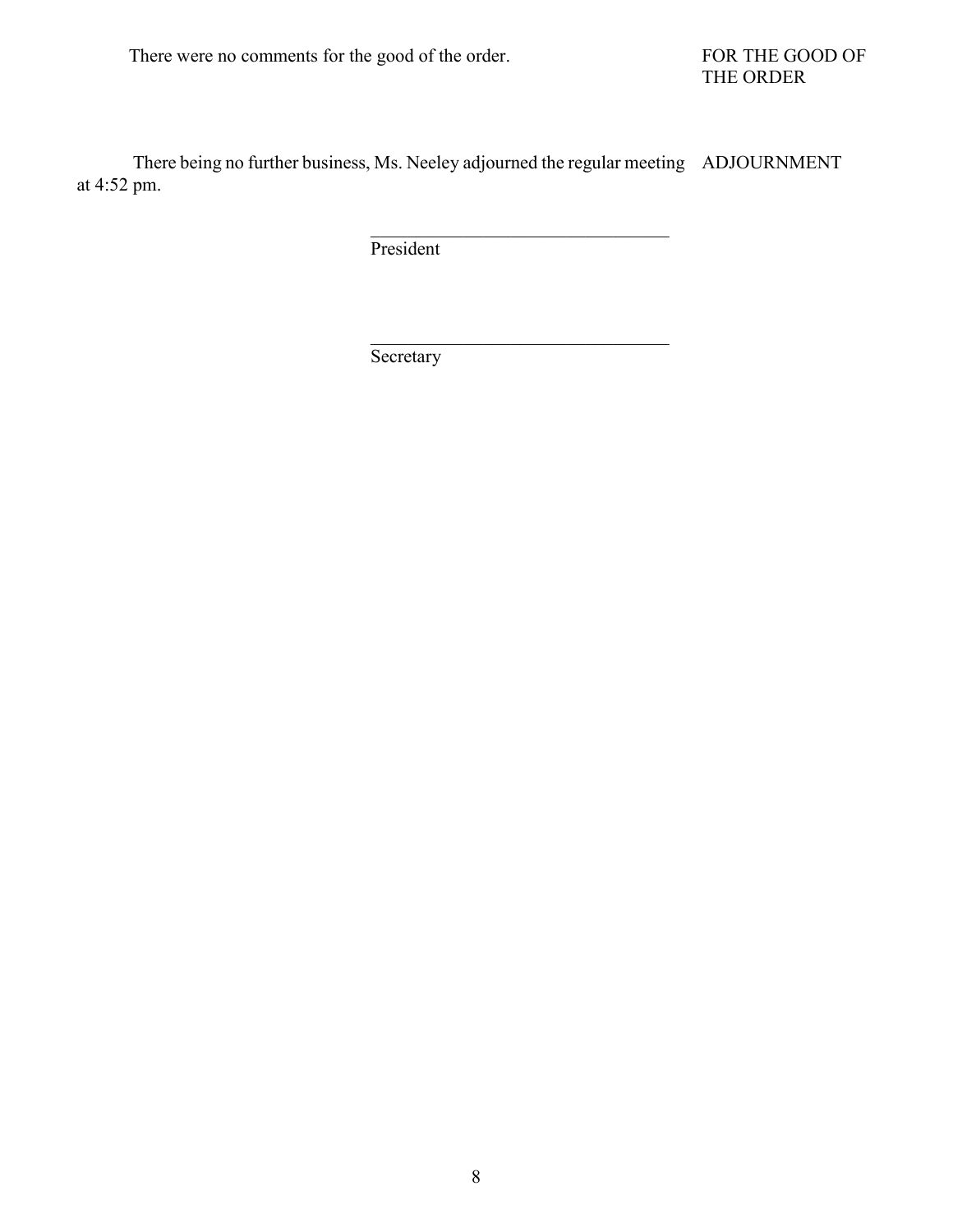There were no comments for the good of the order. FOR THE GOOD OF THE ORDER

There being no further business, Ms. Neeley adjourned the regular meeting at 4:52 pm. ADJOURNMENT

\_\_\_\_\_\_\_\_\_\_\_\_\_\_\_\_\_\_\_\_\_\_\_\_\_\_\_\_\_\_\_\_\_

President

\_\_\_\_\_\_\_\_\_\_\_\_\_\_\_\_\_\_\_\_\_\_\_\_\_\_\_\_\_\_\_\_\_

Secretary